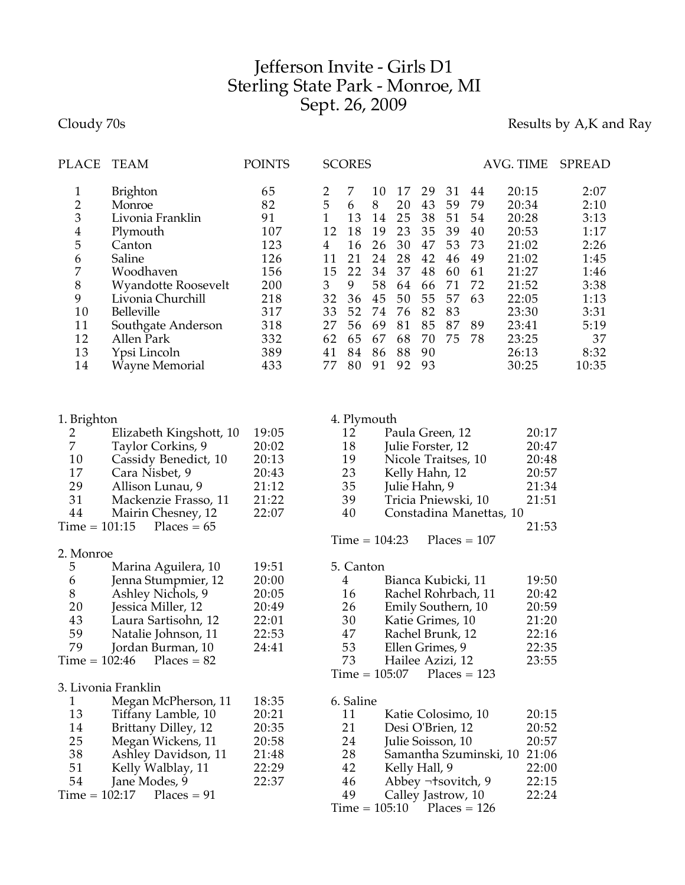# Jefferson Invite - Girls D1
## Sterling State Park - Monroe, MI
## Sept. 26, 2009

Cloudy 70s

Results by A,K and Ray

| PLACE | TEAM | POINTS | SCORES | | | | | | | AVG. TIME | SPREAD |
|---|---|---|---|---|---|---|---|---|---|---|---|
| 1 | Brighton | 65 | 2 | 7 | 10 | 17 | 29 | 31 | 44 | 20:15 | 2:07 |
| 2 | Monroe | 82 | 5 | 6 | 8 | 20 | 43 | 59 | 79 | 20:34 | 2:10 |
| 3 | Livonia Franklin | 91 | 1 | 13 | 14 | 25 | 38 | 51 | 54 | 20:28 | 3:13 |
| 4 | Plymouth | 107 | 12 | 18 | 19 | 23 | 35 | 39 | 40 | 20:53 | 1:17 |
| 5 | Canton | 123 | 4 | 16 | 26 | 30 | 47 | 53 | 73 | 21:02 | 2:26 |
| 6 | Saline | 126 | 11 | 21 | 24 | 28 | 42 | 46 | 49 | 21:02 | 1:45 |
| 7 | Woodhaven | 156 | 15 | 22 | 34 | 37 | 48 | 60 | 61 | 21:27 | 1:46 |
| 8 | Wyandotte Roosevelt | 200 | 3 | 9 | 58 | 64 | 66 | 71 | 72 | 21:52 | 3:38 |
| 9 | Livonia Churchill | 218 | 32 | 36 | 45 | 50 | 55 | 57 | 63 | 22:05 | 1:13 |
| 10 | Belleville | 317 | 33 | 52 | 74 | 76 | 82 | 83 | | 23:30 | 3:31 |
| 11 | Southgate Anderson | 318 | 27 | 56 | 69 | 81 | 85 | 87 | 89 | 23:41 | 5:19 |
| 12 | Allen Park | 332 | 62 | 65 | 67 | 68 | 70 | 75 | 78 | 23:25 | 37 |
| 13 | Ypsi Lincoln | 389 | 41 | 84 | 86 | 88 | 90 | | | 26:13 | 8:32 |
| 14 | Wayne Memorial | 433 | 77 | 80 | 91 | 92 | 93 | | | 30:25 | 10:35 |

### 1. Brighton

| Place | Name | Time |
|---|---|---|
| 2 | Elizabeth Kingshott, 10 | 19:05 |
| 7 | Taylor Corkins, 9 | 20:02 |
| 10 | Cassidy Benedict, 10 | 20:13 |
| 17 | Cara Nisbet, 9 | 20:43 |
| 29 | Allison Lunau, 9 | 21:12 |
| 31 | Mackenzie Frasso, 11 | 21:22 |
| 44 | Mairin Chesney, 12 | 22:07 |

Time = 101:15 Places = 65

### 2. Monroe

| Place | Name | Time |
|---|---|---|
| 5 | Marina Aguilera, 10 | 19:51 |
| 6 | Jenna Stumpmier, 12 | 20:00 |
| 8 | Ashley Nichols, 9 | 20:05 |
| 20 | Jessica Miller, 12 | 20:49 |
| 43 | Laura Sartisohn, 12 | 22:01 |
| 59 | Natalie Johnson, 11 | 22:53 |
| 79 | Jordan Burman, 10 | 24:41 |

Time = 102:46 Places = 82

### 3. Livonia Franklin

| Place | Name | Time |
|---|---|---|
| 1 | Megan McPherson, 11 | 18:35 |
| 13 | Tiffany Lamble, 10 | 20:21 |
| 14 | Brittany Dilley, 12 | 20:35 |
| 25 | Megan Wickens, 11 | 20:58 |
| 38 | Ashley Davidson, 11 | 21:48 |
| 51 | Kelly Walblay, 11 | 22:29 |
| 54 | Jane Modes, 9 | 22:37 |

Time = 102:17 Places = 91

### 4. Plymouth

| Place | Name | Time |
|---|---|---|
| 12 | Paula Green, 12 | 20:17 |
| 18 | Julie Forster, 12 | 20:47 |
| 19 | Nicole Traitses, 10 | 20:48 |
| 23 | Kelly Hahn, 12 | 20:57 |
| 35 | Julie Hahn, 9 | 21:34 |
| 39 | Tricia Pniewski, 10 | 21:51 |
| 40 | Constadina Manettas, 10 | 21:53 |

Time = 104:23 Places = 107

### 5. Canton

| Place | Name | Time |
|---|---|---|
| 4 | Bianca Kubicki, 11 | 19:50 |
| 16 | Rachel Rohrbach, 11 | 20:42 |
| 26 | Emily Southern, 10 | 20:59 |
| 30 | Katie Grimes, 10 | 21:20 |
| 47 | Rachel Brunk, 12 | 22:16 |
| 53 | Ellen Grimes, 9 | 22:35 |
| 73 | Hailee Azizi, 12 | 23:55 |

Time = 105:07 Places = 123

### 6. Saline

| Place | Name | Time |
|---|---|---|
| 11 | Katie Colosimo, 10 | 20:15 |
| 21 | Desi O'Brien, 12 | 20:52 |
| 24 | Julie Soisson, 10 | 20:57 |
| 28 | Samantha Szuminski, 10 | 21:06 |
| 42 | Kelly Hall, 9 | 22:00 |
| 46 | Abbey ¬†sovitch, 9 | 22:15 |
| 49 | Calley Jastrow, 10 | 22:24 |

Time = 105:10 Places = 126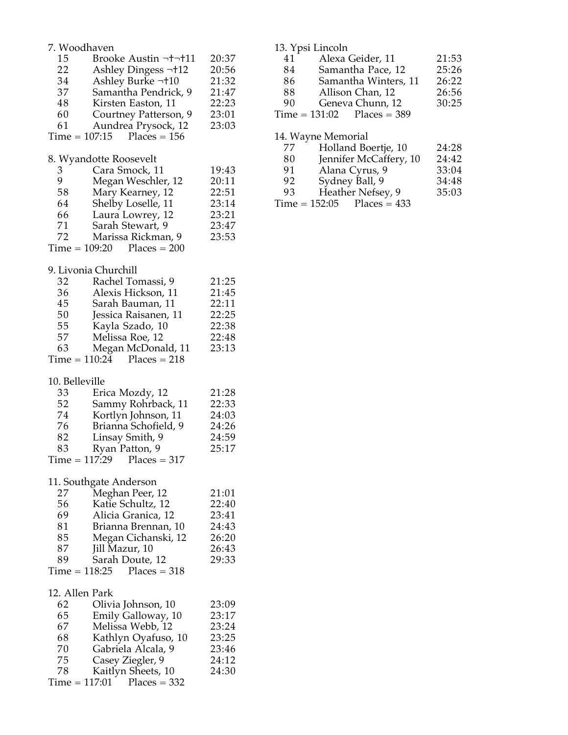7. Woodhaven

| | | |
|---|---|---|
| 15 | Brooke Austin ¬†¬†11 | 20:37 |
| 22 | Ashley Dingess ¬†12 | 20:56 |
| 34 | Ashley Burke ¬†10 | 21:32 |
| 37 | Samantha Pendrick, 9 | 21:47 |
| 48 | Kirsten Easton, 11 | 22:23 |
| 60 | Courtney Patterson, 9 | 23:01 |
| 61 | Aundrea Prysock, 12 | 23:03 |

Time = 107:15     Places = 156

8. Wyandotte Roosevelt

| | | |
|---|---|---|
| 3 | Cara Smock, 11 | 19:43 |
| 9 | Megan Weschler, 12 | 20:11 |
| 58 | Mary Kearney, 12 | 22:51 |
| 64 | Shelby Loselle, 11 | 23:14 |
| 66 | Laura Lowrey, 12 | 23:21 |
| 71 | Sarah Stewart, 9 | 23:47 |
| 72 | Marissa Rickman, 9 | 23:53 |

Time = 109:20     Places = 200

9. Livonia Churchill

| | | |
|---|---|---|
| 32 | Rachel Tomassi, 9 | 21:25 |
| 36 | Alexis Hickson, 11 | 21:45 |
| 45 | Sarah Bauman, 11 | 22:11 |
| 50 | Jessica Raisanen, 11 | 22:25 |
| 55 | Kayla Szado, 10 | 22:38 |
| 57 | Melissa Roe, 12 | 22:48 |
| 63 | Megan McDonald, 11 | 23:13 |

Time = 110:24     Places = 218

10. Belleville

| | | |
|---|---|---|
| 33 | Erica Mozdy, 12 | 21:28 |
| 52 | Sammy Rohrback, 11 | 22:33 |
| 74 | Kortlyn Johnson, 11 | 24:03 |
| 76 | Brianna Schofield, 9 | 24:26 |
| 82 | Linsay Smith, 9 | 24:59 |
| 83 | Ryan Patton, 9 | 25:17 |

Time = 117:29     Places = 317

11. Southgate Anderson

| | | |
|---|---|---|
| 27 | Meghan Peer, 12 | 21:01 |
| 56 | Katie Schultz, 12 | 22:40 |
| 69 | Alicia Granica, 12 | 23:41 |
| 81 | Brianna Brennan, 10 | 24:43 |
| 85 | Megan Cichanski, 12 | 26:20 |
| 87 | Jill Mazur, 10 | 26:43 |
| 89 | Sarah Doute, 12 | 29:33 |

Time = 118:25     Places = 318

12. Allen Park

| | | |
|---|---|---|
| 62 | Olivia Johnson, 10 | 23:09 |
| 65 | Emily Galloway, 10 | 23:17 |
| 67 | Melissa Webb, 12 | 23:24 |
| 68 | Kathlyn Oyafuso, 10 | 23:25 |
| 70 | Gabriela Alcala, 9 | 23:46 |
| 75 | Casey Ziegler, 9 | 24:12 |
| 78 | Kaitlyn Sheets, 10 | 24:30 |

Time = 117:01     Places = 332

13. Ypsi Lincoln

| | | |
|---|---|---|
| 41 | Alexa Geider, 11 | 21:53 |
| 84 | Samantha Pace, 12 | 25:26 |
| 86 | Samantha Winters, 11 | 26:22 |
| 88 | Allison Chan, 12 | 26:56 |
| 90 | Geneva Chunn, 12 | 30:25 |

Time = 131:02     Places = 389

14. Wayne Memorial

| | | |
|---|---|---|
| 77 | Holland Boertje, 10 | 24:28 |
| 80 | Jennifer McCaffery, 10 | 24:42 |
| 91 | Alana Cyrus, 9 | 33:04 |
| 92 | Sydney Ball, 9 | 34:48 |
| 93 | Heather Nefsey, 9 | 35:03 |

Time = 152:05     Places = 433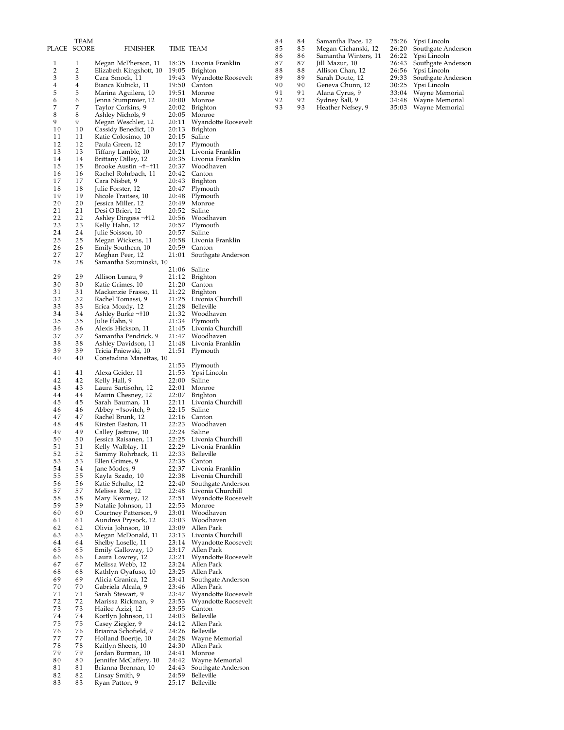| PLACE | TEAM SCORE | FINISHER | TIME | TEAM |
|---|---|---|---|---|
| 1 | 1 | Megan McPherson, 11 | 18:35 | Livonia Franklin |
| 2 | 2 | Elizabeth Kingshott, 10 | 19:05 | Brighton |
| 3 | 3 | Cara Smock, 11 | 19:43 | Wyandotte Roosevelt |
| 4 | 4 | Bianca Kubicki, 11 | 19:50 | Canton |
| 5 | 5 | Marina Aguilera, 10 | 19:51 | Monroe |
| 6 | 6 | Jenna Stumpmier, 12 | 20:00 | Monroe |
| 7 | 7 | Taylor Corkins, 9 | 20:02 | Brighton |
| 8 | 8 | Ashley Nichols, 9 | 20:05 | Monroe |
| 9 | 9 | Megan Weschler, 12 | 20:11 | Wyandotte Roosevelt |
| 10 | 10 | Cassidy Benedict, 10 | 20:13 | Brighton |
| 11 | 11 | Katie Colosimo, 10 | 20:15 | Saline |
| 12 | 12 | Paula Green, 12 | 20:17 | Plymouth |
| 13 | 13 | Tiffany Lamble, 10 | 20:21 | Livonia Franklin |
| 14 | 14 | Brittany Dilley, 12 | 20:35 | Livonia Franklin |
| 15 | 15 | Brooke Austin ¬†¬†11 | 20:37 | Woodhaven |
| 16 | 16 | Rachel Rohrbach, 11 | 20:42 | Canton |
| 17 | 17 | Cara Nisbet, 9 | 20:43 | Brighton |
| 18 | 18 | Julie Forster, 12 | 20:47 | Plymouth |
| 19 | 19 | Nicole Traitses, 10 | 20:48 | Plymouth |
| 20 | 20 | Jessica Miller, 12 | 20:49 | Monroe |
| 21 | 21 | Desi O'Brien, 12 | 20:52 | Saline |
| 22 | 22 | Ashley Dingess ¬†12 | 20:56 | Woodhaven |
| 23 | 23 | Kelly Hahn, 12 | 20:57 | Plymouth |
| 24 | 24 | Julie Soisson, 10 | 20:57 | Saline |
| 25 | 25 | Megan Wickens, 11 | 20:58 | Livonia Franklin |
| 26 | 26 | Emily Southern, 10 | 20:59 | Canton |
| 27 | 27 | Meghan Peer, 12 | 21:01 | Southgate Anderson |
| 28 | 28 | Samantha Szuminski, 10 | 21:06 | Saline |
| 29 | 29 | Allison Lunau, 9 | 21:12 | Brighton |
| 30 | 30 | Katie Grimes, 10 | 21:20 | Canton |
| 31 | 31 | Mackenzie Frasso, 11 | 21:22 | Brighton |
| 32 | 32 | Rachel Tomassi, 9 | 21:25 | Livonia Churchill |
| 33 | 33 | Erica Mozdy, 12 | 21:28 | Belleville |
| 34 | 34 | Ashley Burke ¬†10 | 21:32 | Woodhaven |
| 35 | 35 | Julie Hahn, 9 | 21:34 | Plymouth |
| 36 | 36 | Alexis Hickson, 11 | 21:45 | Livonia Churchill |
| 37 | 37 | Samantha Pendrick, 9 | 21:47 | Woodhaven |
| 38 | 38 | Ashley Davidson, 11 | 21:48 | Livonia Franklin |
| 39 | 39 | Tricia Pniewski, 10 | 21:51 | Plymouth |
| 40 | 40 | Constadina Manettas, 10 | 21:53 | Plymouth |
| 41 | 41 | Alexa Geider, 11 | 21:53 | Ypsi Lincoln |
| 42 | 42 | Kelly Hall, 9 | 22:00 | Saline |
| 43 | 43 | Laura Sartisohn, 12 | 22:01 | Monroe |
| 44 | 44 | Mairin Chesney, 12 | 22:07 | Brighton |
| 45 | 45 | Sarah Bauman, 11 | 22:11 | Livonia Churchill |
| 46 | 46 | Abbey ¬†sovitch, 9 | 22:15 | Saline |
| 47 | 47 | Rachel Brunk, 12 | 22:16 | Canton |
| 48 | 48 | Kirsten Easton, 11 | 22:23 | Woodhaven |
| 49 | 49 | Calley Jastrow, 10 | 22:24 | Saline |
| 50 | 50 | Jessica Raisanen, 11 | 22:25 | Livonia Churchill |
| 51 | 51 | Kelly Walblay, 11 | 22:29 | Livonia Franklin |
| 52 | 52 | Sammy Rohrback, 11 | 22:33 | Belleville |
| 53 | 53 | Ellen Grimes, 9 | 22:35 | Canton |
| 54 | 54 | Jane Modes, 9 | 22:37 | Livonia Franklin |
| 55 | 55 | Kayla Szado, 10 | 22:38 | Livonia Churchill |
| 56 | 56 | Katie Schultz, 12 | 22:40 | Southgate Anderson |
| 57 | 57 | Melissa Roe, 12 | 22:48 | Livonia Churchill |
| 58 | 58 | Mary Kearney, 12 | 22:51 | Wyandotte Roosevelt |
| 59 | 59 | Natalie Johnson, 11 | 22:53 | Monroe |
| 60 | 60 | Courtney Patterson, 9 | 23:01 | Woodhaven |
| 61 | 61 | Aundrea Prysock, 12 | 23:03 | Woodhaven |
| 62 | 62 | Olivia Johnson, 10 | 23:09 | Allen Park |
| 63 | 63 | Megan McDonald, 11 | 23:13 | Livonia Churchill |
| 64 | 64 | Shelby Loselle, 11 | 23:14 | Wyandotte Roosevelt |
| 65 | 65 | Emily Galloway, 10 | 23:17 | Allen Park |
| 66 | 66 | Laura Lowrey, 12 | 23:21 | Wyandotte Roosevelt |
| 67 | 67 | Melissa Webb, 12 | 23:24 | Allen Park |
| 68 | 68 | Kathlyn Oyafuso, 10 | 23:25 | Allen Park |
| 69 | 69 | Alicia Granica, 12 | 23:41 | Southgate Anderson |
| 70 | 70 | Gabriela Alcala, 9 | 23:46 | Allen Park |
| 71 | 71 | Sarah Stewart, 9 | 23:47 | Wyandotte Roosevelt |
| 72 | 72 | Marissa Rickman, 9 | 23:53 | Wyandotte Roosevelt |
| 73 | 73 | Hailee Azizi, 12 | 23:55 | Canton |
| 74 | 74 | Kortlyn Johnson, 11 | 24:03 | Belleville |
| 75 | 75 | Casey Ziegler, 9 | 24:12 | Allen Park |
| 76 | 76 | Brianna Schofield, 9 | 24:26 | Belleville |
| 77 | 77 | Holland Boertje, 10 | 24:28 | Wayne Memorial |
| 78 | 78 | Kaitlyn Sheets, 10 | 24:30 | Allen Park |
| 79 | 79 | Jordan Burman, 10 | 24:41 | Monroe |
| 80 | 80 | Jennifer McCaffery, 10 | 24:42 | Wayne Memorial |
| 81 | 81 | Brianna Brennan, 10 | 24:43 | Southgate Anderson |
| 82 | 82 | Linsay Smith, 9 | 24:59 | Belleville |
| 83 | 83 | Ryan Patton, 9 | 25:17 | Belleville |
| 84 | 84 | Samantha Pace, 12 | 25:26 | Ypsi Lincoln |
| 85 | 85 | Megan Cichanski, 12 | 26:20 | Southgate Anderson |
| 86 | 86 | Samantha Winters, 11 | 26:22 | Ypsi Lincoln |
| 87 | 87 | Jill Mazur, 10 | 26:43 | Southgate Anderson |
| 88 | 88 | Allison Chan, 12 | 26:56 | Ypsi Lincoln |
| 89 | 89 | Sarah Doute, 12 | 29:33 | Southgate Anderson |
| 90 | 90 | Geneva Chunn, 12 | 30:25 | Ypsi Lincoln |
| 91 | 91 | Alana Cyrus, 9 | 33:04 | Wayne Memorial |
| 92 | 92 | Sydney Ball, 9 | 34:48 | Wayne Memorial |
| 93 | 93 | Heather Nefsey, 9 | 35:03 | Wayne Memorial |